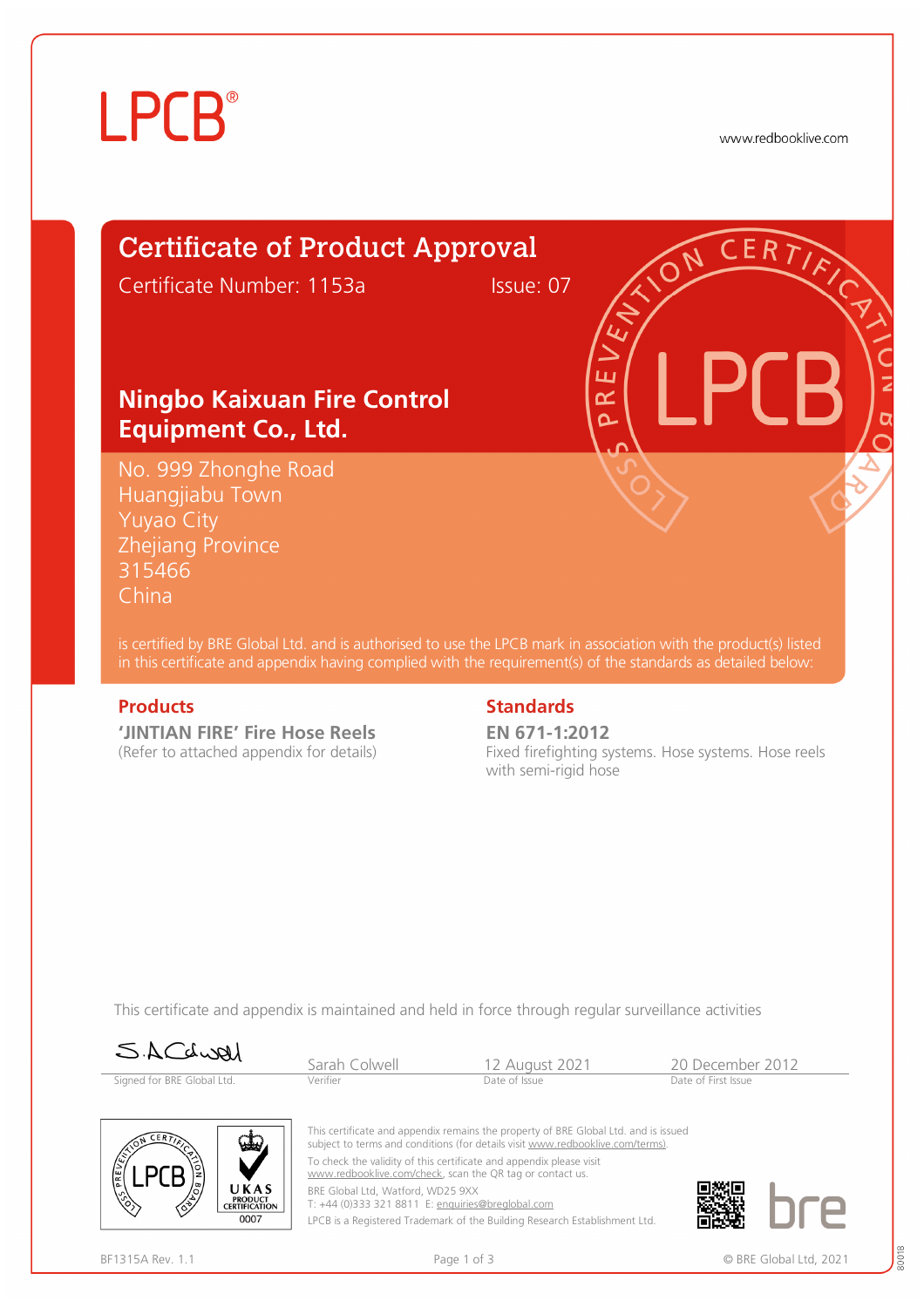LPCB®

www.redbooklive.com

# Certificate of Product Approval

Certificate Number: 1153a Issue: 07

## Ningbo Kaixuan Fire Control Equipment Co., Ltd.

No. 999 Zhonghe Road
Huangjiabu Town
Yuyao City
Zhejiang Province
315466
China

is certified by BRE Global Ltd. and is authorised to use the LPCB mark in association with the product(s) listed in this certificate and appendix having complied with the requirement(s) of the standards as detailed below:

### Products

**'JINTIAN FIRE' Fire Hose Reels**
(Refer to attached appendix for details)

### Standards

**EN 671-1:2012**
Fixed firefighting systems. Hose systems. Hose reels with semi-rigid hose

This certificate and appendix is maintained and held in force through regular surveillance activities

| S.A.Colwell | Sarah Colwell | 12 August 2021 | 20 December 2012 |
|---|---|---|---|
| Signed for BRE Global Ltd. | Verifier | Date of Issue | Date of First Issue |

This certificate and appendix remains the property of BRE Global Ltd. and is issued subject to terms and conditions (for details visit www.redbooklive.com/terms).

To check the validity of this certificate and appendix please visit www.redbooklive.com/check, scan the QR tag or contact us.

BRE Global Ltd, Watford, WD25 9XX
T: +44 (0)333 321 8811 E: enquiries@breglobal.com

LPCB is a Registered Trademark of the Building Research Establishment Ltd.

UKAS PRODUCT CERTIFICATION 0007

BF1315A Rev. 1.1

© BRE Global Ltd, 2021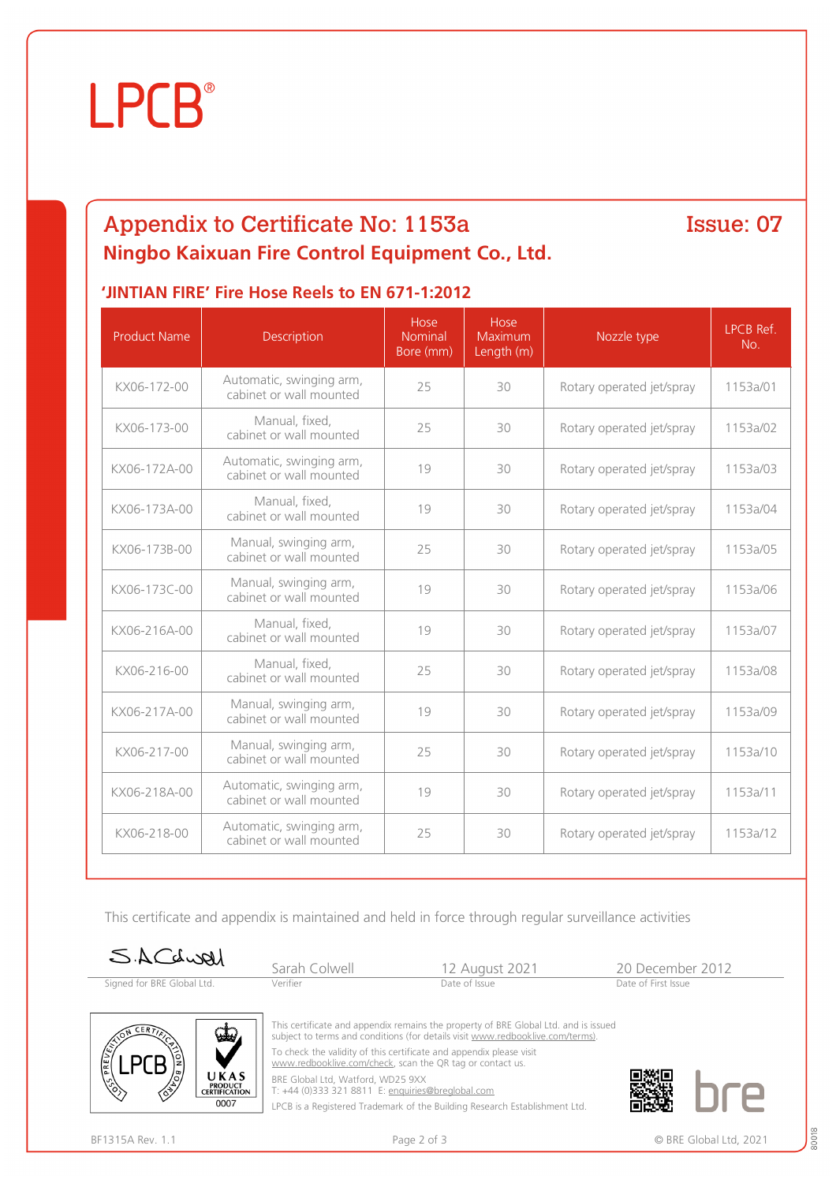LPCB®

## Appendix to Certificate No: 1153a

Issue: 07

## Ningbo Kaixuan Fire Control Equipment Co., Ltd.

### 'JINTIAN FIRE' Fire Hose Reels to EN 671-1:2012

| Product Name | Description | Hose Nominal Bore (mm) | Hose Maximum Length (m) | Nozzle type | LPCB Ref. No. |
|---|---|---|---|---|---|
| KX06-172-00 | Automatic, swinging arm, cabinet or wall mounted | 25 | 30 | Rotary operated jet/spray | 1153a/01 |
| KX06-173-00 | Manual, fixed, cabinet or wall mounted | 25 | 30 | Rotary operated jet/spray | 1153a/02 |
| KX06-172A-00 | Automatic, swinging arm, cabinet or wall mounted | 19 | 30 | Rotary operated jet/spray | 1153a/03 |
| KX06-173A-00 | Manual, fixed, cabinet or wall mounted | 19 | 30 | Rotary operated jet/spray | 1153a/04 |
| KX06-173B-00 | Manual, swinging arm, cabinet or wall mounted | 25 | 30 | Rotary operated jet/spray | 1153a/05 |
| KX06-173C-00 | Manual, swinging arm, cabinet or wall mounted | 19 | 30 | Rotary operated jet/spray | 1153a/06 |
| KX06-216A-00 | Manual, fixed, cabinet or wall mounted | 19 | 30 | Rotary operated jet/spray | 1153a/07 |
| KX06-216-00 | Manual, fixed, cabinet or wall mounted | 25 | 30 | Rotary operated jet/spray | 1153a/08 |
| KX06-217A-00 | Manual, swinging arm, cabinet or wall mounted | 19 | 30 | Rotary operated jet/spray | 1153a/09 |
| KX06-217-00 | Manual, swinging arm, cabinet or wall mounted | 25 | 30 | Rotary operated jet/spray | 1153a/10 |
| KX06-218A-00 | Automatic, swinging arm, cabinet or wall mounted | 19 | 30 | Rotary operated jet/spray | 1153a/11 |
| KX06-218-00 | Automatic, swinging arm, cabinet or wall mounted | 25 | 30 | Rotary operated jet/spray | 1153a/12 |

This certificate and appendix is maintained and held in force through regular surveillance activities

| Signed for BRE Global Ltd. | Sarah Colwell | 12 August 2021 | 20 December 2012 |
|---|---|---|---|
| | Verifier | Date of Issue | Date of First Issue |

This certificate and appendix remains the property of BRE Global Ltd. and is issued subject to terms and conditions (for details visit www.redbooklive.com/terms).

To check the validity of this certificate and appendix please visit www.redbooklive.com/check, scan the QR tag or contact us.

BRE Global Ltd, Watford, WD25 9XX
T: +44 (0)333 321 8811 E: enquiries@breglobal.com

LPCB is a Registered Trademark of the Building Research Establishment Ltd.

BF1315A Rev. 1.1

© BRE Global Ltd, 2021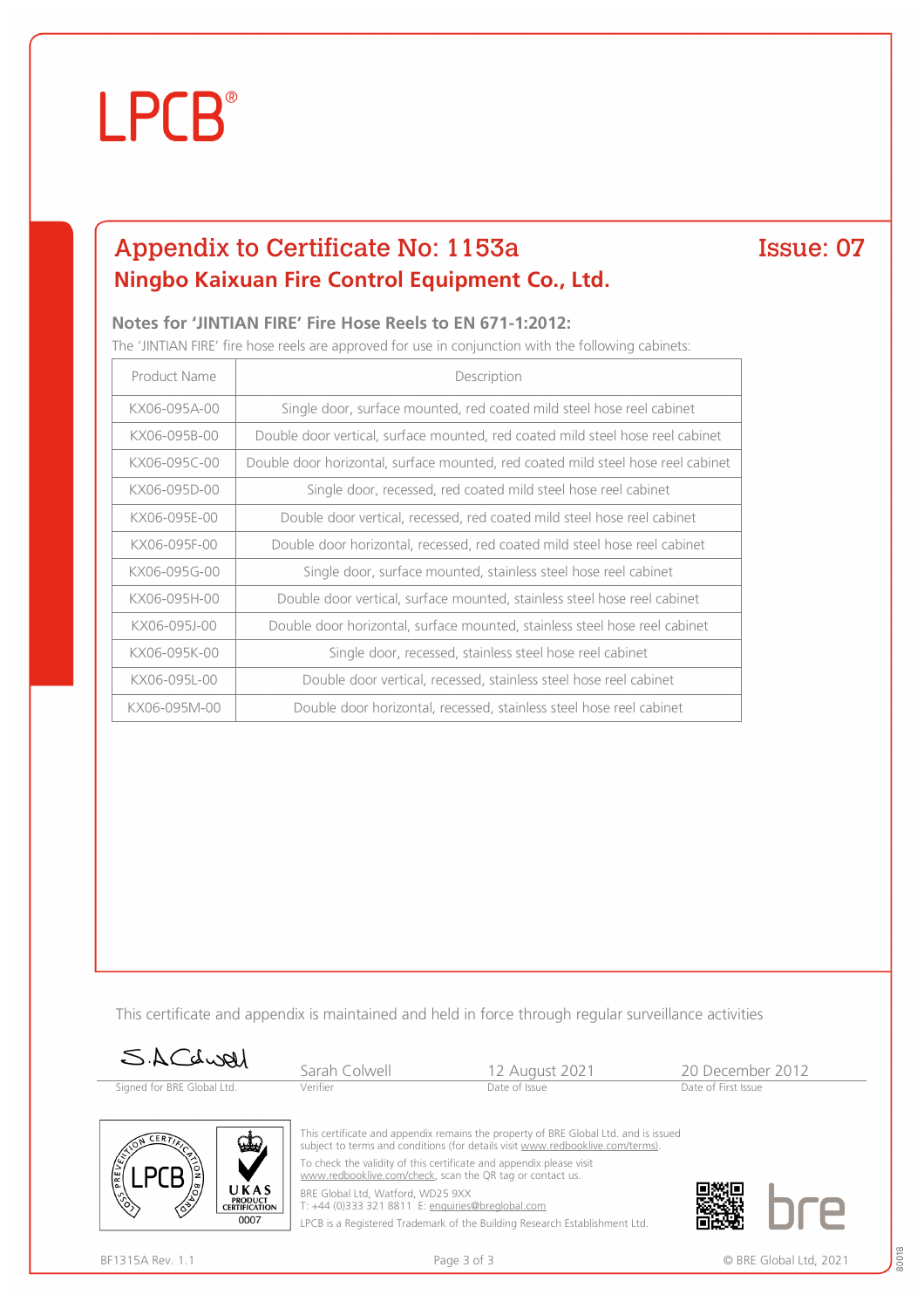# LPCB®

## Appendix to Certificate No: 1153a

Issue: 07

### Ningbo Kaixuan Fire Control Equipment Co., Ltd.

**Notes for 'JINTIAN FIRE' Fire Hose Reels to EN 671-1:2012:**

The 'JINTIAN FIRE' fire hose reels are approved for use in conjunction with the following cabinets:

| Product Name | Description |
|---|---|
| KX06-095A-00 | Single door, surface mounted, red coated mild steel hose reel cabinet |
| KX06-095B-00 | Double door vertical, surface mounted, red coated mild steel hose reel cabinet |
| KX06-095C-00 | Double door horizontal, surface mounted, red coated mild steel hose reel cabinet |
| KX06-095D-00 | Single door, recessed, red coated mild steel hose reel cabinet |
| KX06-095E-00 | Double door vertical, recessed, red coated mild steel hose reel cabinet |
| KX06-095F-00 | Double door horizontal, recessed, red coated mild steel hose reel cabinet |
| KX06-095G-00 | Single door, surface mounted, stainless steel hose reel cabinet |
| KX06-095H-00 | Double door vertical, surface mounted, stainless steel hose reel cabinet |
| KX06-095J-00 | Double door horizontal, surface mounted, stainless steel hose reel cabinet |
| KX06-095K-00 | Single door, recessed, stainless steel hose reel cabinet |
| KX06-095L-00 | Double door vertical, recessed, stainless steel hose reel cabinet |
| KX06-095M-00 | Double door horizontal, recessed, stainless steel hose reel cabinet |

This certificate and appendix is maintained and held in force through regular surveillance activities

| Signed for BRE Global Ltd. | Verifier | Date of Issue | Date of First Issue |
|---|---|---|---|
| S.A.Colwell | Sarah Colwell | 12 August 2021 | 20 December 2012 |

This certificate and appendix remains the property of BRE Global Ltd. and is issued subject to terms and conditions (for details visit www.redbooklive.com/terms).

To check the validity of this certificate and appendix please visit www.redbooklive.com/check, scan the QR tag or contact us.

BRE Global Ltd, Watford, WD25 9XX
T: +44 (0)333 321 8811 E: enquiries@breglobal.com

LPCB is a Registered Trademark of the Building Research Establishment Ltd.

UKAS PRODUCT CERTIFICATION 0007

BF1315A Rev. 1.1

© BRE Global Ltd, 2021